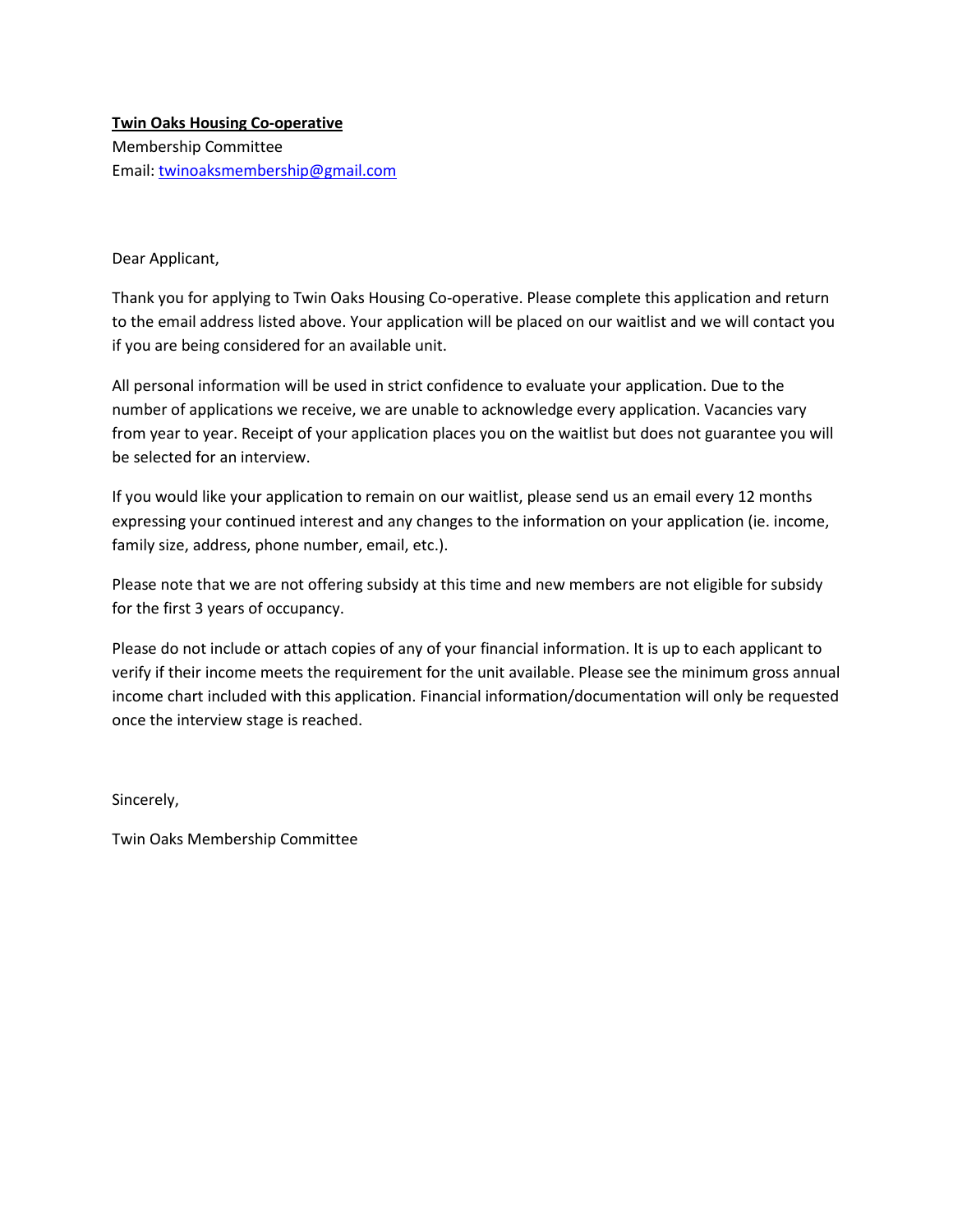**Twin Oaks Housing Co-operative**

Membership Committee

Email: twinoaksmembership@gmail.com

Dear Applicant,

Thank you for applying to Twin Oaks Housing Co-operative. Please complete this application and return to the email address listed above. Your application will be placed on our waitlist and we will contact you if you are being considered for an available unit.

All personal information will be used in strict confidence to evaluate your application. Due to the number of applications we receive, we are unable to acknowledge every application. Vacancies vary from year to year. Receipt of your application places you on the waitlist but does not guarantee you will be selected for an interview.

If you would like your application to remain on our waitlist, please send us an email every 12 months expressing your continued interest and any changes to the information on your application (ie. income, family size, address, phone number, email, etc.).

Please note that we are not offering subsidy at this time and new members are not eligible for subsidy for the first 3 years of occupancy.

Please do not include or attach copies of any of your financial information. It is up to each applicant to verify if their income meets the requirement for the unit available. Please see the minimum gross annual income chart included with this application. Financial information/documentation will only be requested once the interview stage is reached.

Sincerely,

Twin Oaks Membership Committee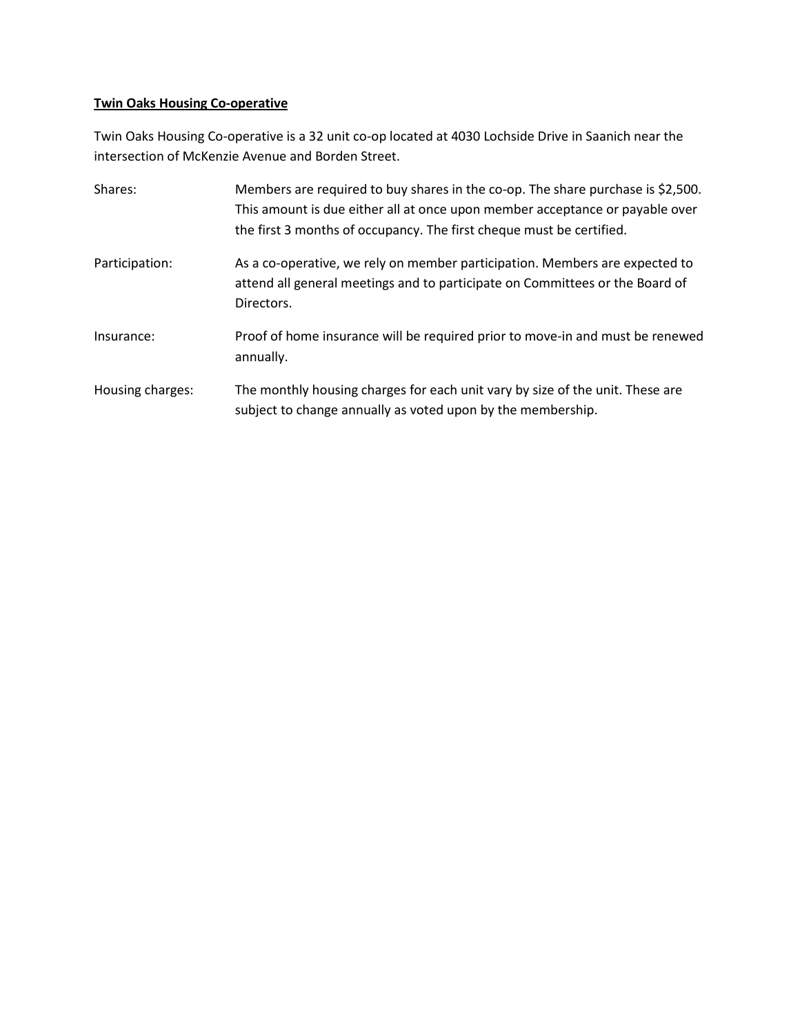**Twin Oaks Housing Co-operative**

Twin Oaks Housing Co-operative is a 32 unit co-op located at 4030 Lochside Drive in Saanich near the intersection of McKenzie Avenue and Borden Street.

| | |
|---|---|
| Shares: | Members are required to buy shares in the co-op. The share purchase is $2,500. This amount is due either all at once upon member acceptance or payable over the first 3 months of occupancy. The first cheque must be certified. |
| Participation: | As a co-operative, we rely on member participation. Members are expected to attend all general meetings and to participate on Committees or the Board of Directors. |
| Insurance: | Proof of home insurance will be required prior to move-in and must be renewed annually. |
| Housing charges: | The monthly housing charges for each unit vary by size of the unit. These are subject to change annually as voted upon by the membership. |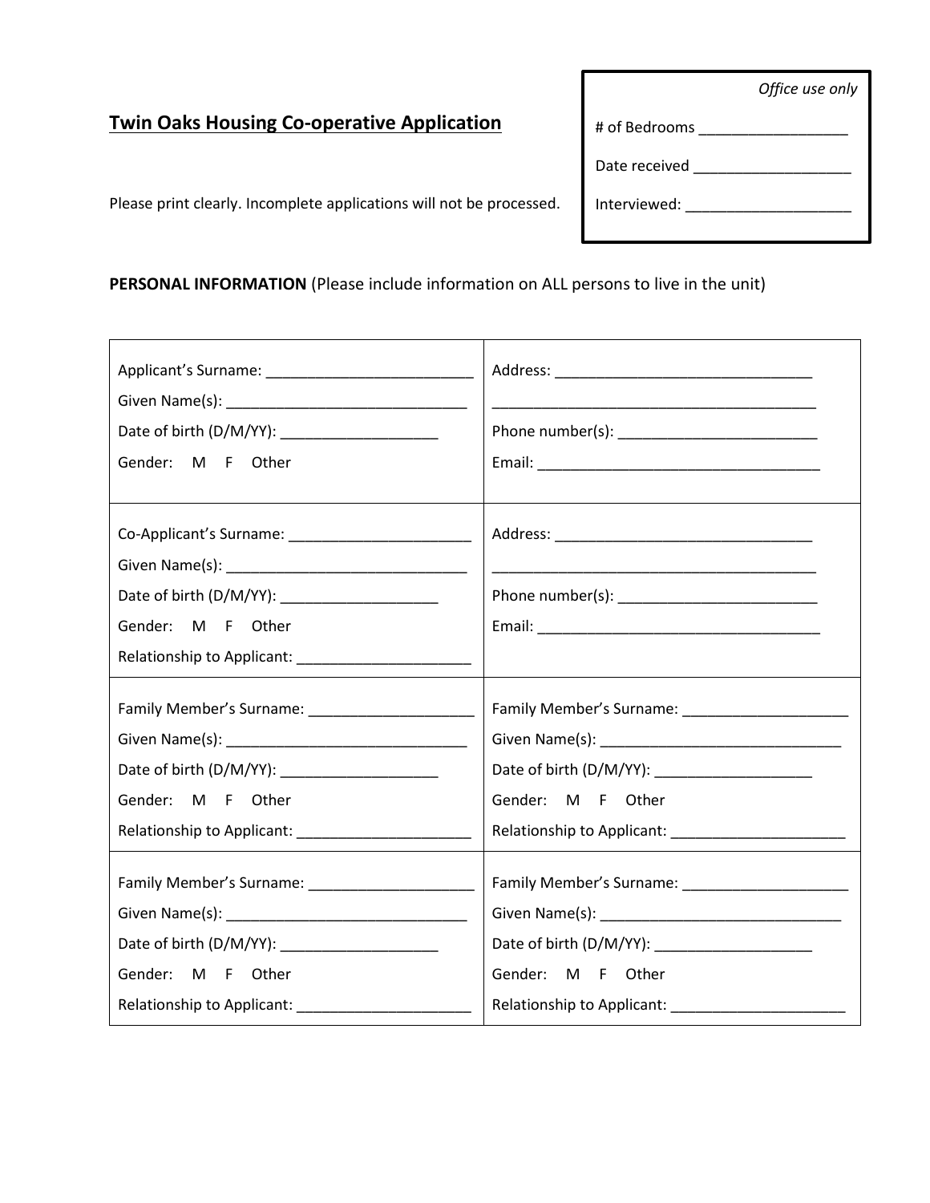## Twin Oaks Housing Co-operative Application

| *Office use only* |
|---|
| # of Bedrooms __________________ |
| Date received ___________________ |
| Interviewed: ____________________ |

Please print clearly. Incomplete applications will not be processed.

**PERSONAL INFORMATION** (Please include information on ALL persons to live in the unit)

| | |
|---|---|
| Applicant's Surname: _________________________<br>Given Name(s): _____________________________<br>Date of birth (D/M/YY): ___________________<br>Gender: M F Other | Address: _______________________________<br>________________________________________<br>Phone number(s): ________________________<br>Email: __________________________________ |
| Co-Applicant's Surname: ______________________<br>Given Name(s): _____________________________<br>Date of birth (D/M/YY): ___________________<br>Gender: M F Other<br>Relationship to Applicant: _____________________ | Address: _______________________________<br>________________________________________<br>Phone number(s): ________________________<br>Email: __________________________________ |
| Family Member's Surname: ____________________<br>Given Name(s): _____________________________<br>Date of birth (D/M/YY): ___________________<br>Gender: M F Other<br>Relationship to Applicant: _____________________ | Family Member's Surname: ____________________<br>Given Name(s): _____________________________<br>Date of birth (D/M/YY): ___________________<br>Gender: M F Other<br>Relationship to Applicant: _____________________ |
| Family Member's Surname: ____________________<br>Given Name(s): _____________________________<br>Date of birth (D/M/YY): ___________________<br>Gender: M F Other<br>Relationship to Applicant: _____________________ | Family Member's Surname: ____________________<br>Given Name(s): _____________________________<br>Date of birth (D/M/YY): ___________________<br>Gender: M F Other<br>Relationship to Applicant: _____________________ |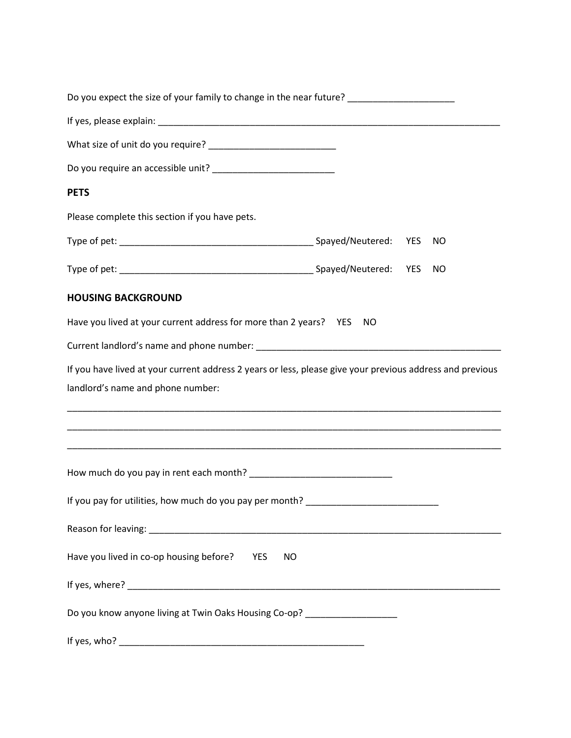Do you expect the size of your family to change in the near future? _____________________

If yes, please explain: ______________________________________________________________________

What size of unit do you require? _________________________

Do you require an accessible unit? ________________________

## PETS

Please complete this section if you have pets.

Type of pet: ______________________________________ Spayed/Neutered: YES NO

Type of pet: ______________________________________ Spayed/Neutered: YES NO

## HOUSING BACKGROUND

Have you lived at your current address for more than 2 years? YES NO

Current landlord's name and phone number: _________________________________________________

If you have lived at your current address 2 years or less, please give your previous address and previous landlord's name and phone number:

_____________________________________________________________________________________

_____________________________________________________________________________________

_____________________________________________________________________________________

How much do you pay in rent each month? ____________________________

If you pay for utilities, how much do you pay per month? __________________________

Reason for leaving: ________________________________________________________________________

Have you lived in co-op housing before? YES NO

If yes, where? ___________________________________________________________________________

Do you know anyone living at Twin Oaks Housing Co-op? __________________

If yes, who? __________________________________________________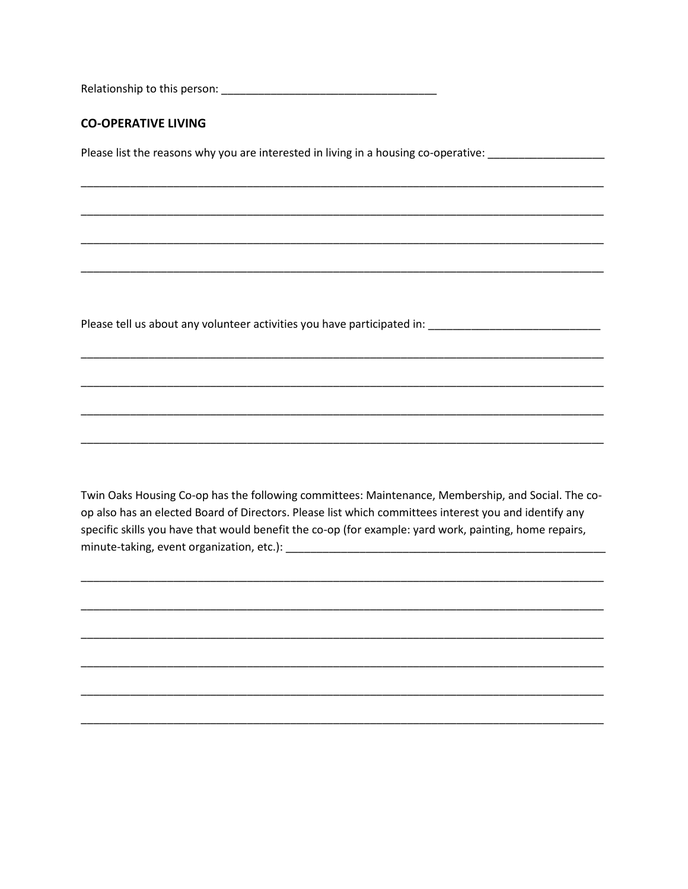Relationship to this person: ___________________________________

## CO-OPERATIVE LIVING

Please list the reasons why you are interested in living in a housing co-operative: __________________

______________________________________________________________________________________

______________________________________________________________________________________

______________________________________________________________________________________

______________________________________________________________________________________

Please tell us about any volunteer activities you have participated in: ___________________________

______________________________________________________________________________________

______________________________________________________________________________________

______________________________________________________________________________________

______________________________________________________________________________________

Twin Oaks Housing Co-op has the following committees: Maintenance, Membership, and Social. The co-op also has an elected Board of Directors. Please list which committees interest you and identify any specific skills you have that would benefit the co-op (for example: yard work, painting, home repairs, minute-taking, event organization, etc.): _____________________________________________________

______________________________________________________________________________________

______________________________________________________________________________________

______________________________________________________________________________________

______________________________________________________________________________________

______________________________________________________________________________________

______________________________________________________________________________________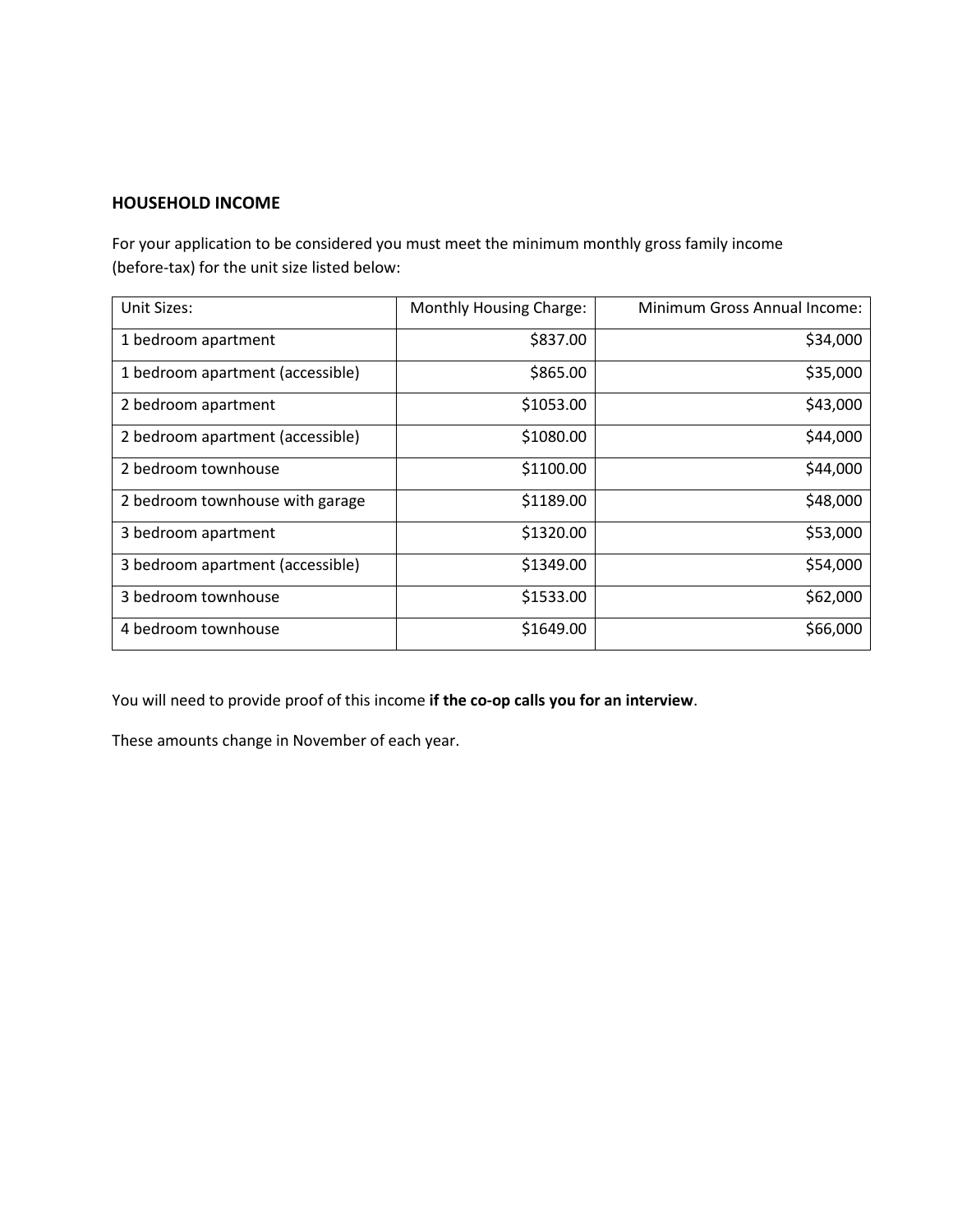## HOUSEHOLD INCOME

For your application to be considered you must meet the minimum monthly gross family income (before-tax) for the unit size listed below:

| Unit Sizes: | Monthly Housing Charge: | Minimum Gross Annual Income: |
|---|---:|---:|
| 1 bedroom apartment | $837.00 | $34,000 |
| 1 bedroom apartment (accessible) | $865.00 | $35,000 |
| 2 bedroom apartment | $1053.00 | $43,000 |
| 2 bedroom apartment (accessible) | $1080.00 | $44,000 |
| 2 bedroom townhouse | $1100.00 | $44,000 |
| 2 bedroom townhouse with garage | $1189.00 | $48,000 |
| 3 bedroom apartment | $1320.00 | $53,000 |
| 3 bedroom apartment (accessible) | $1349.00 | $54,000 |
| 3 bedroom townhouse | $1533.00 | $62,000 |
| 4 bedroom townhouse | $1649.00 | $66,000 |

You will need to provide proof of this income **if the co-op calls you for an interview**.

These amounts change in November of each year.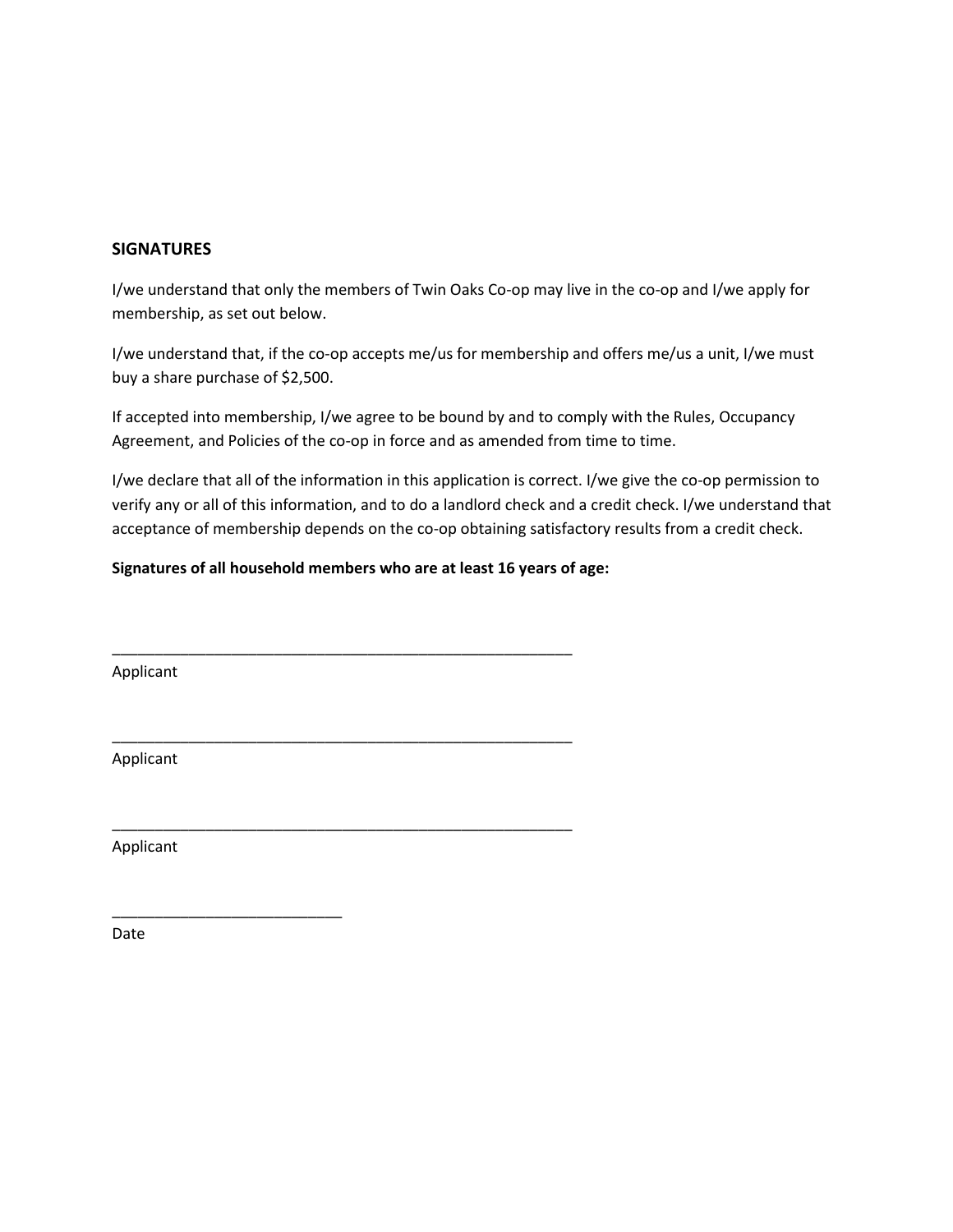## SIGNATURES

I/we understand that only the members of Twin Oaks Co-op may live in the co-op and I/we apply for membership, as set out below.

I/we understand that, if the co-op accepts me/us for membership and offers me/us a unit, I/we must buy a share purchase of $2,500.

If accepted into membership, I/we agree to be bound by and to comply with the Rules, Occupancy Agreement, and Policies of the co-op in force and as amended from time to time.

I/we declare that all of the information in this application is correct. I/we give the co-op permission to verify any or all of this information, and to do a landlord check and a credit check. I/we understand that acceptance of membership depends on the co-op obtaining satisfactory results from a credit check.

**Signatures of all household members who are at least 16 years of age:**

_________________________________________________________
Applicant

_________________________________________________________
Applicant

_________________________________________________________
Applicant

____________________________
Date